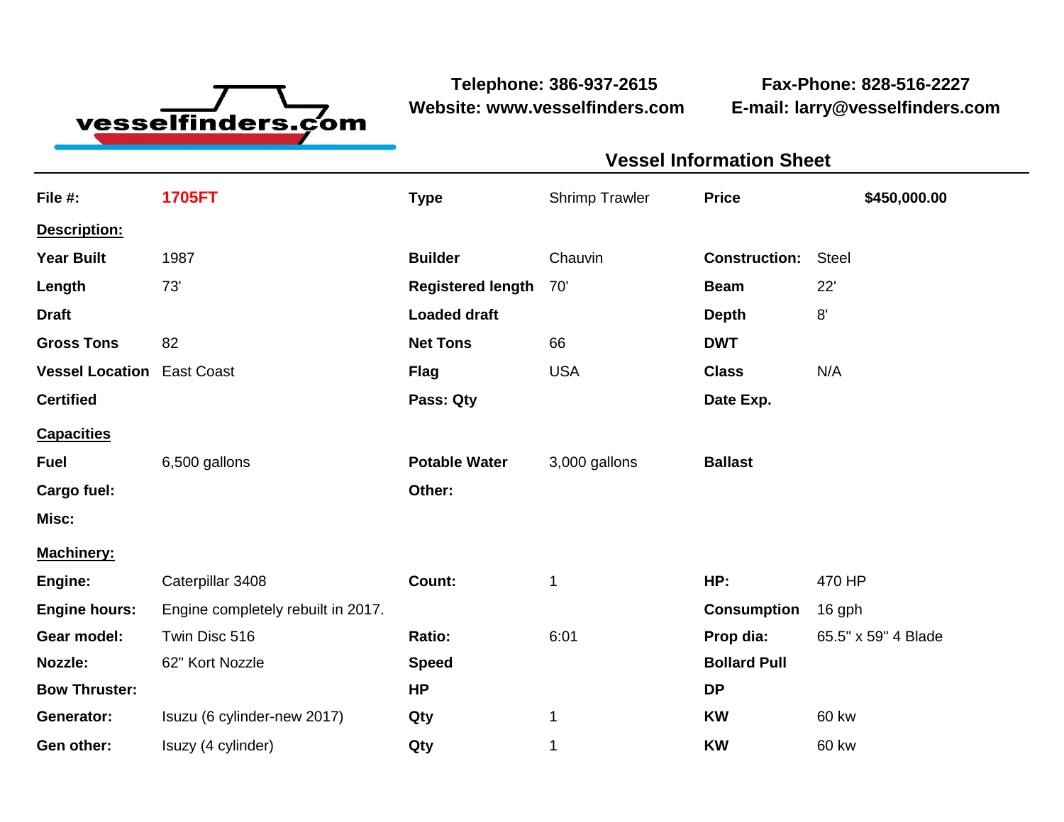**vesselfinders.com**

**Telephone: 386-937-2615**
**Website: www.vesselfinders.com**

**Fax-Phone: 828-516-2227**
**E-mail: larry@vesselfinders.com**

## Vessel Information Sheet

| **File #:** | **1705FT** | **Type** | Shrimp Trawler | **Price** | **$450,000.00** |
|---|---|---|---|---|---|
| **Description:** | | | | | |
| **Year Built** | 1987 | **Builder** | Chauvin | **Construction:** | Steel |
| **Length** | 73' | **Registered length** | 70' | **Beam** | 22' |
| **Draft** | | **Loaded draft** | | **Depth** | 8' |
| **Gross Tons** | 82 | **Net Tons** | 66 | **DWT** | |
| **Vessel Location** | East Coast | **Flag** | USA | **Class** | N/A |
| **Certified** | | **Pass: Qty** | | **Date Exp.** | |
| **Capacities** | | | | | |
| **Fuel** | 6,500 gallons | **Potable Water** | 3,000 gallons | **Ballast** | |
| **Cargo fuel:** | | **Other:** | | | |
| **Misc:** | | | | | |
| **Machinery:** | | | | | |
| **Engine:** | Caterpillar 3408 | **Count:** | 1 | **HP:** | 470 HP |
| **Engine hours:** | Engine completely rebuilt in 2017. | | | **Consumption** | 16 gph |
| **Gear model:** | Twin Disc 516 | **Ratio:** | 6:01 | **Prop dia:** | 65.5" x 59" 4 Blade |
| **Nozzle:** | 62" Kort Nozzle | **Speed** | | **Bollard Pull** | |
| **Bow Thruster:** | | **HP** | | **DP** | |
| **Generator:** | Isuzu (6 cylinder-new 2017) | **Qty** | 1 | **KW** | 60 kw |
| **Gen other:** | Isuzy (4 cylinder) | **Qty** | 1 | **KW** | 60 kw |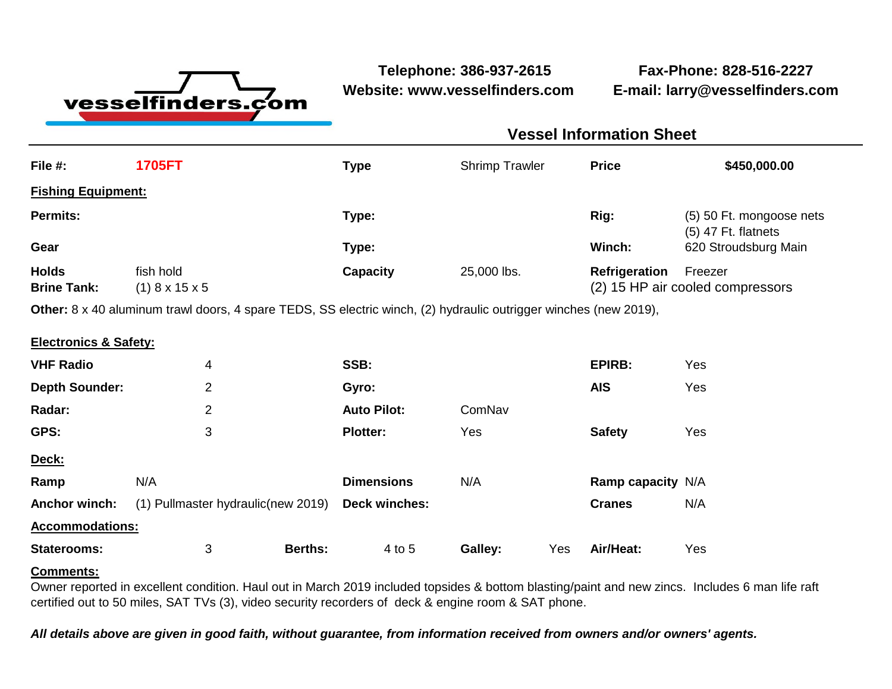vesselfinders.com

**Telephone: 386-937-2615**
**Website: www.vesselfinders.com**

**Fax-Phone: 828-516-2227**
**E-mail: larry@vesselfinders.com**

## Vessel Information Sheet

| | | | | | |
|---|---|---|---|---|---|
| **File #:** | **1705FT** | **Type** | Shrimp Trawler | **Price** | **$450,000.00** |

**Fishing Equipment:**

| | | | | | |
|---|---|---|---|---|---|
| **Permits:** | | **Type:** | | **Rig:** | (5) 50 Ft. mongoose nets (5) 47 Ft. flatnets |
| **Gear** | | **Type:** | | **Winch:** | 620 Stroudsburg Main |
| **Holds** | fish hold | **Capacity** | 25,000 lbs. | **Refrigeration** | Freezer |
| **Brine Tank:** | (1) 8 x 15 x 5 | | | | (2) 15 HP air cooled compressors |

**Other:** 8 x 40 aluminum trawl doors, 4 spare TEDS, SS electric winch, (2) hydraulic outrigger winches (new 2019),

**Electronics & Safety:**

| | | | | | |
|---|---|---|---|---|---|
| **VHF Radio** | 4 | **SSB:** | | **EPIRB:** | Yes |
| **Depth Sounder:** | 2 | **Gyro:** | | **AIS** | Yes |
| **Radar:** | 2 | **Auto Pilot:** | ComNav | | |
| **GPS:** | 3 | **Plotter:** | Yes | **Safety** | Yes |

**Deck:**

| | | | | | |
|---|---|---|---|---|---|
| **Ramp** | N/A | **Dimensions** | N/A | **Ramp capacity** | N/A |
| **Anchor winch:** | (1) Pullmaster hydraulic(new 2019) | **Deck winches:** | | **Cranes** | N/A |

**Accommodations:**

| | | | | | | | |
|---|---|---|---|---|---|---|---|
| **Staterooms:** | 3 | **Berths:** | 4 to 5 | **Galley:** | Yes | **Air/Heat:** | Yes |

**Comments:**

Owner reported in excellent condition. Haul out in March 2019 included topsides & bottom blasting/paint and new zincs. Includes 6 man life raft certified out to 50 miles, SAT TVs (3), video security recorders of deck & engine room & SAT phone.

***All details above are given in good faith, without guarantee, from information received from owners and/or owners' agents.***